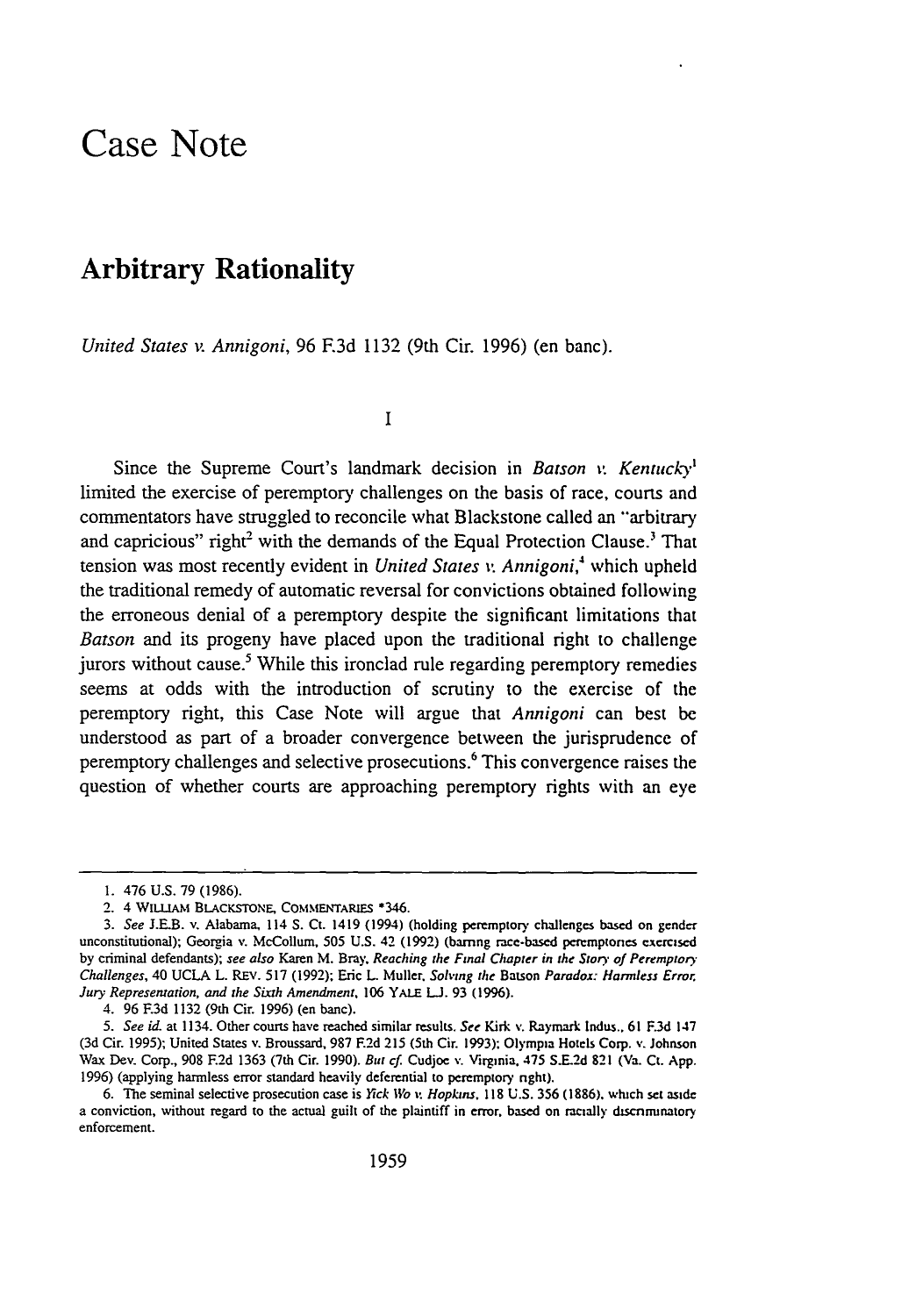# Case Note

## Arbitrary Rationality

*United States v. Annigoni*, 96 F.3d 1132 (9th Cir. 1996) (en banc).

I

Since the Supreme Court's landmark decision in *Batson v. Kentucky*[1] limited the exercise of peremptory challenges on the basis of race, courts and commentators have struggled to reconcile what Blackstone called an "arbitrary and capricious" right[2] with the demands of the Equal Protection Clause.[3] That tension was most recently evident in *United States v. Annigoni*,[4] which upheld the traditional remedy of automatic reversal for convictions obtained following the erroneous denial of a peremptory despite the significant limitations that *Batson* and its progeny have placed upon the traditional right to challenge jurors without cause.[5] While this ironclad rule regarding peremptory remedies seems at odds with the introduction of scrutiny to the exercise of the peremptory right, this Case Note will argue that *Annigoni* can best be understood as part of a broader convergence between the jurisprudence of peremptory challenges and selective prosecutions.[6] This convergence raises the question of whether courts are approaching peremptory rights with an eye

---

1. 476 U.S. 79 (1986).

2. 4 WILLIAM BLACKSTONE, COMMENTARIES *346.

3. *See* J.E.B. v. Alabama, 114 S. Ct. 1419 (1994) (holding peremptory challenges based on gender unconstitutional); Georgia v. McCollum, 505 U.S. 42 (1992) (barring race-based peremptories exercised by criminal defendants); *see also* Karen M. Bray, *Reaching the Final Chapter in the Story of Peremptory Challenges*, 40 UCLA L. REV. 517 (1992); Eric L. Muller, *Solving the* Batson *Paradox: Harmless Error, Jury Representation, and the Sixth Amendment*, 106 YALE L.J. 93 (1996).

4. 96 F.3d 1132 (9th Cir. 1996) (en banc).

5. *See id.* at 1134. Other courts have reached similar results. *See* Kirk v. Raymark Indus., 61 F.3d 147 (3d Cir. 1995); United States v. Broussard, 987 F.2d 215 (5th Cir. 1993); Olympia Hotels Corp. v. Johnson Wax Dev. Corp., 908 F.2d 1363 (7th Cir. 1990). *But cf.* Cudjoe v. Virginia, 475 S.E.2d 821 (Va. Ct. App. 1996) (applying harmless error standard heavily deferential to peremptory right).

6. The seminal selective prosecution case is *Yick Wo v. Hopkins*, 118 U.S. 356 (1886), which set aside a conviction, without regard to the actual guilt of the plaintiff in error, based on racially discriminatory enforcement.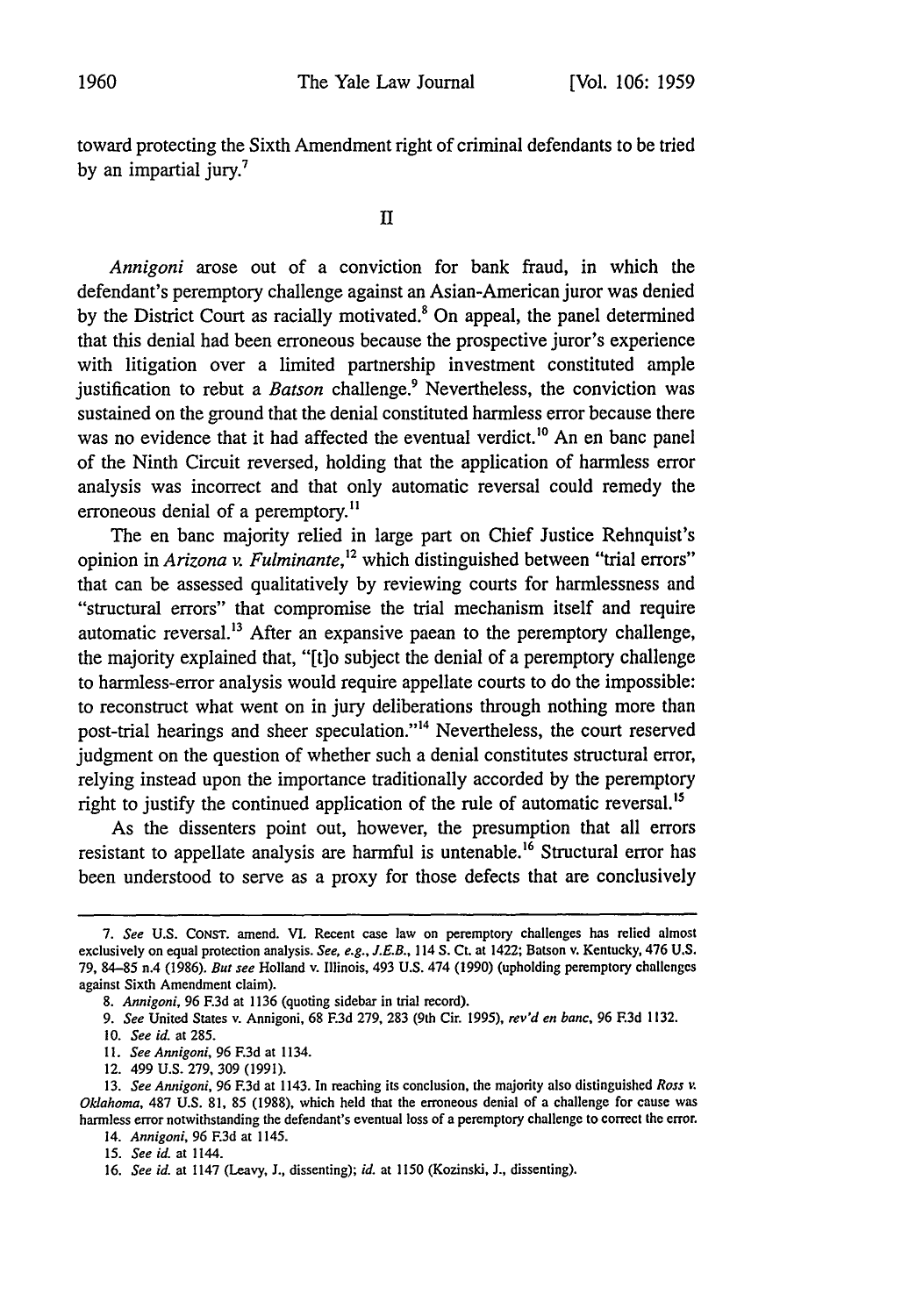toward protecting the Sixth Amendment right of criminal defendants to be tried by an impartial jury.[7]

## II

*Annigoni* arose out of a conviction for bank fraud, in which the defendant's peremptory challenge against an Asian-American juror was denied by the District Court as racially motivated.[8] On appeal, the panel determined that this denial had been erroneous because the prospective juror's experience with litigation over a limited partnership investment constituted ample justification to rebut a *Batson* challenge.[9] Nevertheless, the conviction was sustained on the ground that the denial constituted harmless error because there was no evidence that it had affected the eventual verdict.[10] An en banc panel of the Ninth Circuit reversed, holding that the application of harmless error analysis was incorrect and that only automatic reversal could remedy the erroneous denial of a peremptory.[11]

The en banc majority relied in large part on Chief Justice Rehnquist's opinion in *Arizona v. Fulminante*,[12] which distinguished between "trial errors" that can be assessed qualitatively by reviewing courts for harmlessness and "structural errors" that compromise the trial mechanism itself and require automatic reversal.[13] After an expansive paean to the peremptory challenge, the majority explained that, "[t]o subject the denial of a peremptory challenge to harmless-error analysis would require appellate courts to do the impossible: to reconstruct what went on in jury deliberations through nothing more than post-trial hearings and sheer speculation."[14] Nevertheless, the court reserved judgment on the question of whether such a denial constitutes structural error, relying instead upon the importance traditionally accorded by the peremptory right to justify the continued application of the rule of automatic reversal.[15]

As the dissenters point out, however, the presumption that all errors resistant to appellate analysis are harmful is untenable.[16] Structural error has been understood to serve as a proxy for those defects that are conclusively

---

7. *See* U.S. CONST. amend. VI. Recent case law on peremptory challenges has relied almost exclusively on equal protection analysis. *See, e.g., J.E.B.*, 114 S. Ct. at 1422; Batson v. Kentucky, 476 U.S. 79, 84–85 n.4 (1986). *But see* Holland v. Illinois, 493 U.S. 474 (1990) (upholding peremptory challenges against Sixth Amendment claim).

8. *Annigoni*, 96 F.3d at 1136 (quoting sidebar in trial record).

9. *See* United States v. Annigoni, 68 F.3d 279, 283 (9th Cir. 1995), *rev'd en banc*, 96 F.3d 1132.

10. *See id.* at 285.

11. *See Annigoni*, 96 F.3d at 1134.

12. 499 U.S. 279, 309 (1991).

13. *See Annigoni*, 96 F.3d at 1143. In reaching its conclusion, the majority also distinguished *Ross v. Oklahoma*, 487 U.S. 81, 85 (1988), which held that the erroneous denial of a challenge for cause was harmless error notwithstanding the defendant's eventual loss of a peremptory challenge to correct the error.

14. *Annigoni*, 96 F.3d at 1145.

15. *See id.* at 1144.

16. *See id.* at 1147 (Leavy, J., dissenting); *id.* at 1150 (Kozinski, J., dissenting).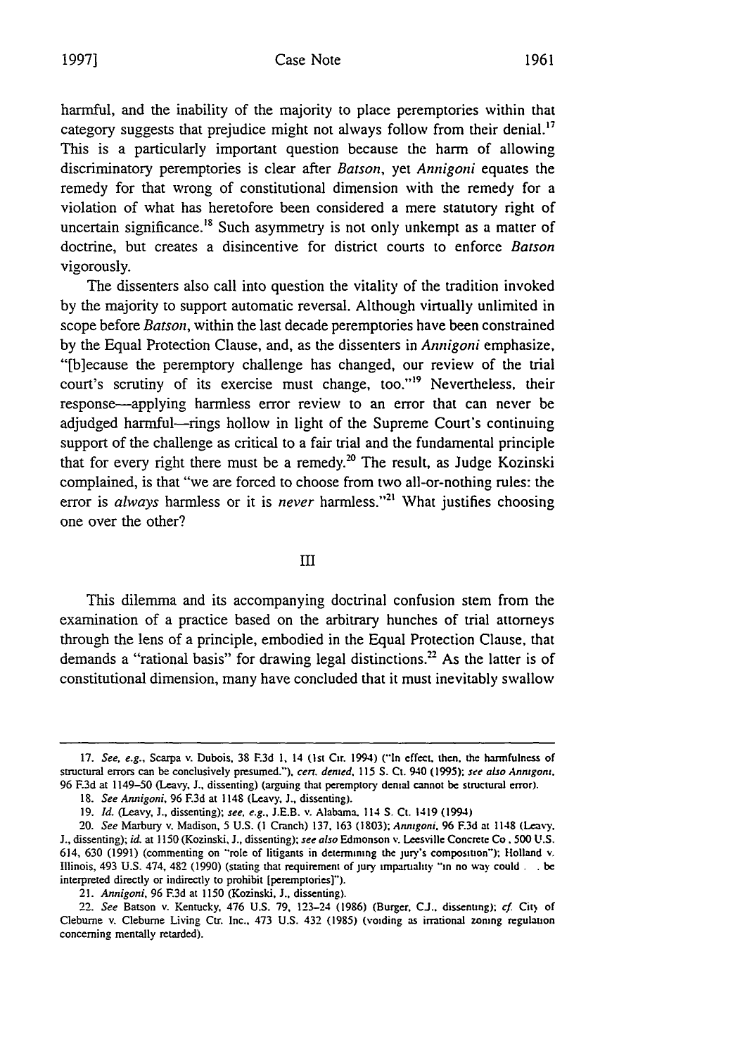harmful, and the inability of the majority to place peremptories within that category suggests that prejudice might not always follow from their denial.[17] This is a particularly important question because the harm of allowing discriminatory peremptories is clear after *Batson*, yet *Annigoni* equates the remedy for that wrong of constitutional dimension with the remedy for a violation of what has heretofore been considered a mere statutory right of uncertain significance.[18] Such asymmetry is not only unkempt as a matter of doctrine, but creates a disincentive for district courts to enforce *Batson* vigorously.

The dissenters also call into question the vitality of the tradition invoked by the majority to support automatic reversal. Although virtually unlimited in scope before *Batson*, within the last decade peremptories have been constrained by the Equal Protection Clause, and, as the dissenters in *Annigoni* emphasize, "[b]ecause the peremptory challenge has changed, our review of the trial court's scrutiny of its exercise must change, too."[19] Nevertheless, their response—applying harmless error review to an error that can never be adjudged harmful—rings hollow in light of the Supreme Court's continuing support of the challenge as critical to a fair trial and the fundamental principle that for every right there must be a remedy.[20] The result, as Judge Kozinski complained, is that "we are forced to choose from two all-or-nothing rules: the error is *always* harmless or it is *never* harmless."[21] What justifies choosing one over the other?

## III

This dilemma and its accompanying doctrinal confusion stem from the examination of a practice based on the arbitrary hunches of trial attorneys through the lens of a principle, embodied in the Equal Protection Clause, that demands a "rational basis" for drawing legal distinctions.[22] As the latter is of constitutional dimension, many have concluded that it must inevitably swallow

---

17. *See, e.g.*, Scarpa v. Dubois, 38 F.3d 1, 14 (1st Cir. 1994) ("In effect, then, the harmfulness of structural errors can be conclusively presumed."), *cert. denied*, 115 S. Ct. 940 (1995); *see also Annigoni*, 96 F.3d at 1149–50 (Leavy, J., dissenting) (arguing that peremptory denial cannot be structural error).

18. *See Annigoni*, 96 F.3d at 1148 (Leavy, J., dissenting).

19. *Id.* (Leavy, J., dissenting); *see, e.g.*, J.E.B. v. Alabama, 114 S. Ct. 1419 (1994).

20. *See* Marbury v. Madison, 5 U.S. (1 Cranch) 137, 163 (1803); *Annigoni*, 96 F.3d at 1148 (Leavy, J., dissenting); *id.* at 1150 (Kozinski, J., dissenting); *see also* Edmonson v. Leesville Concrete Co., 500 U.S. 614, 630 (1991) (commenting on "role of litigants in determining the jury's composition"); Holland v. Illinois, 493 U.S. 474, 482 (1990) (stating that requirement of jury impartiality "in no way could . . . be interpreted directly or indirectly to prohibit [peremptories]").

21. *Annigoni*, 96 F.3d at 1150 (Kozinski, J., dissenting).

22. *See* Batson v. Kentucky, 476 U.S. 79, 123–24 (1986) (Burger, C.J., dissenting); *cf.* City of Cleburne v. Cleburne Living Ctr. Inc., 473 U.S. 432 (1985) (voiding as irrational zoning regulation concerning mentally retarded).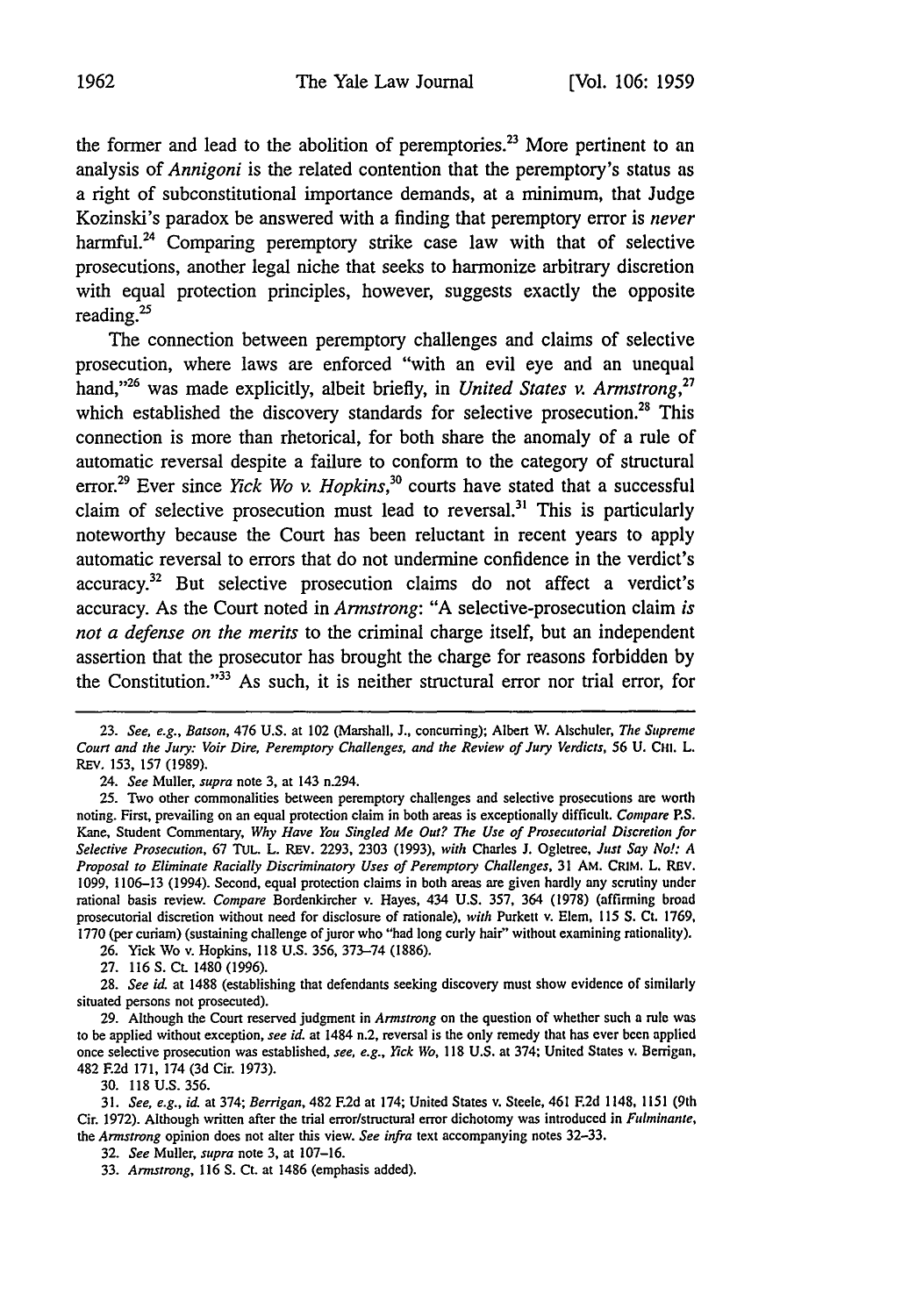the former and lead to the abolition of peremptories.[23] More pertinent to an analysis of *Annigoni* is the related contention that the peremptory's status as a right of subconstitutional importance demands, at a minimum, that Judge Kozinski's paradox be answered with a finding that peremptory error is *never* harmful.[24] Comparing peremptory strike case law with that of selective prosecutions, another legal niche that seeks to harmonize arbitrary discretion with equal protection principles, however, suggests exactly the opposite reading.[25]

The connection between peremptory challenges and claims of selective prosecution, where laws are enforced "with an evil eye and an unequal hand,"[26] was made explicitly, albeit briefly, in *United States v. Armstrong*,[27] which established the discovery standards for selective prosecution.[28] This connection is more than rhetorical, for both share the anomaly of a rule of automatic reversal despite a failure to conform to the category of structural error.[29] Ever since *Yick Wo v. Hopkins*,[30] courts have stated that a successful claim of selective prosecution must lead to reversal.[31] This is particularly noteworthy because the Court has been reluctant in recent years to apply automatic reversal to errors that do not undermine confidence in the verdict's accuracy.[32] But selective prosecution claims do not affect a verdict's accuracy. As the Court noted in *Armstrong*: "A selective-prosecution claim *is not a defense on the merits* to the criminal charge itself, but an independent assertion that the prosecutor has brought the charge for reasons forbidden by the Constitution."[33] As such, it is neither structural error nor trial error, for

---

23. *See, e.g.*, *Batson*, 476 U.S. at 102 (Marshall, J., concurring); Albert W. Alschuler, *The Supreme Court and the Jury: Voir Dire, Peremptory Challenges, and the Review of Jury Verdicts*, 56 U. CHI. L. REV. 153, 157 (1989).

24. *See* Muller, *supra* note 3, at 143 n.294.

25. Two other commonalities between peremptory challenges and selective prosecutions are worth noting. First, prevailing on an equal protection claim in both areas is exceptionally difficult. *Compare* P.S. Kane, Student Commentary, *Why Have You Singled Me Out? The Use of Prosecutorial Discretion for Selective Prosecution*, 67 TUL. L. REV. 2293, 2303 (1993), *with* Charles J. Ogletree, *Just Say No!: A Proposal to Eliminate Racially Discriminatory Uses of Peremptory Challenges*, 31 AM. CRIM. L. REV. 1099, 1106–13 (1994). Second, equal protection claims in both areas are given hardly any scrutiny under rational basis review. *Compare* Bordenkircher v. Hayes, 434 U.S. 357, 364 (1978) (affirming broad prosecutorial discretion without need for disclosure of rationale), *with* Purkett v. Elem, 115 S. Ct. 1769, 1770 (per curiam) (sustaining challenge of juror who "had long curly hair" without examining rationality).

26. Yick Wo v. Hopkins, 118 U.S. 356, 373–74 (1886).

27. 116 S. Ct. 1480 (1996).

28. *See id.* at 1488 (establishing that defendants seeking discovery must show evidence of similarly situated persons not prosecuted).

29. Although the Court reserved judgment in *Armstrong* on the question of whether such a rule was to be applied without exception, *see id.* at 1484 n.2, reversal is the only remedy that has ever been applied once selective prosecution was established, *see, e.g.*, *Yick Wo*, 118 U.S. at 374; United States v. Berrigan, 482 F.2d 171, 174 (3d Cir. 1973).

30. 118 U.S. 356.

31. *See, e.g.*, *id.* at 374; *Berrigan*, 482 F.2d at 174; United States v. Steele, 461 F.2d 1148, 1151 (9th Cir. 1972). Although written after the trial error/structural error dichotomy was introduced in *Fulminante*, the *Armstrong* opinion does not alter this view. *See infra* text accompanying notes 32–33.

32. *See* Muller, *supra* note 3, at 107–16.

33. *Armstrong*, 116 S. Ct. at 1486 (emphasis added).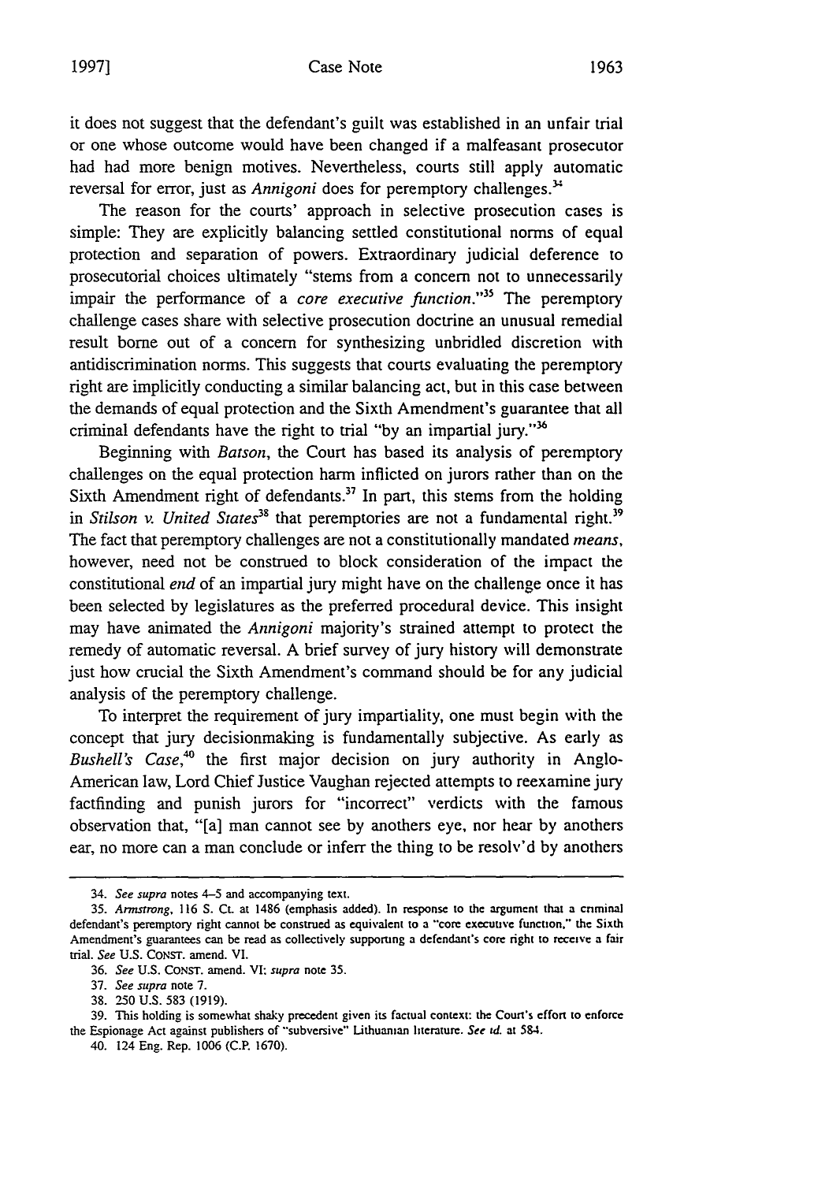it does not suggest that the defendant's guilt was established in an unfair trial or one whose outcome would have been changed if a malfeasant prosecutor had had more benign motives. Nevertheless, courts still apply automatic reversal for error, just as *Annigoni* does for peremptory challenges.[34]

The reason for the courts' approach in selective prosecution cases is simple: They are explicitly balancing settled constitutional norms of equal protection and separation of powers. Extraordinary judicial deference to prosecutorial choices ultimately "stems from a concern not to unnecessarily impair the performance of a *core executive function*."[35] The peremptory challenge cases share with selective prosecution doctrine an unusual remedial result borne out of a concern for synthesizing unbridled discretion with antidiscrimination norms. This suggests that courts evaluating the peremptory right are implicitly conducting a similar balancing act, but in this case between the demands of equal protection and the Sixth Amendment's guarantee that all criminal defendants have the right to trial "by an impartial jury."[36]

Beginning with *Batson*, the Court has based its analysis of peremptory challenges on the equal protection harm inflicted on jurors rather than on the Sixth Amendment right of defendants.[37] In part, this stems from the holding in *Stilson v. United States*[38] that peremptories are not a fundamental right.[39] The fact that peremptory challenges are not a constitutionally mandated *means*, however, need not be construed to block consideration of the impact the constitutional *end* of an impartial jury might have on the challenge once it has been selected by legislatures as the preferred procedural device. This insight may have animated the *Annigoni* majority's strained attempt to protect the remedy of automatic reversal. A brief survey of jury history will demonstrate just how crucial the Sixth Amendment's command should be for any judicial analysis of the peremptory challenge.

To interpret the requirement of jury impartiality, one must begin with the concept that jury decisionmaking is fundamentally subjective. As early as *Bushell's Case*,[40] the first major decision on jury authority in Anglo-American law, Lord Chief Justice Vaughan rejected attempts to reexamine jury factfinding and punish jurors for "incorrect" verdicts with the famous observation that, "[a] man cannot see by anothers eye, nor hear by anothers ear, no more can a man conclude or inferr the thing to be resolv'd by anothers

---

34. *See supra* notes 4–5 and accompanying text.

35. *Armstrong*, 116 S. Ct. at 1486 (emphasis added). In response to the argument that a criminal defendant's peremptory right cannot be construed as equivalent to a "core executive function," the Sixth Amendment's guarantees can be read as collectively supporting a defendant's core right to receive a fair trial. *See* U.S. CONST. amend. VI.

36. *See* U.S. CONST. amend. VI; *supra* note 35.

37. *See supra* note 7.

38. 250 U.S. 583 (1919).

39. This holding is somewhat shaky precedent given its factual context: the Court's effort to enforce the Espionage Act against publishers of "subversive" Lithuanian literature. *See id.* at 584.

40. 124 Eng. Rep. 1006 (C.P. 1670).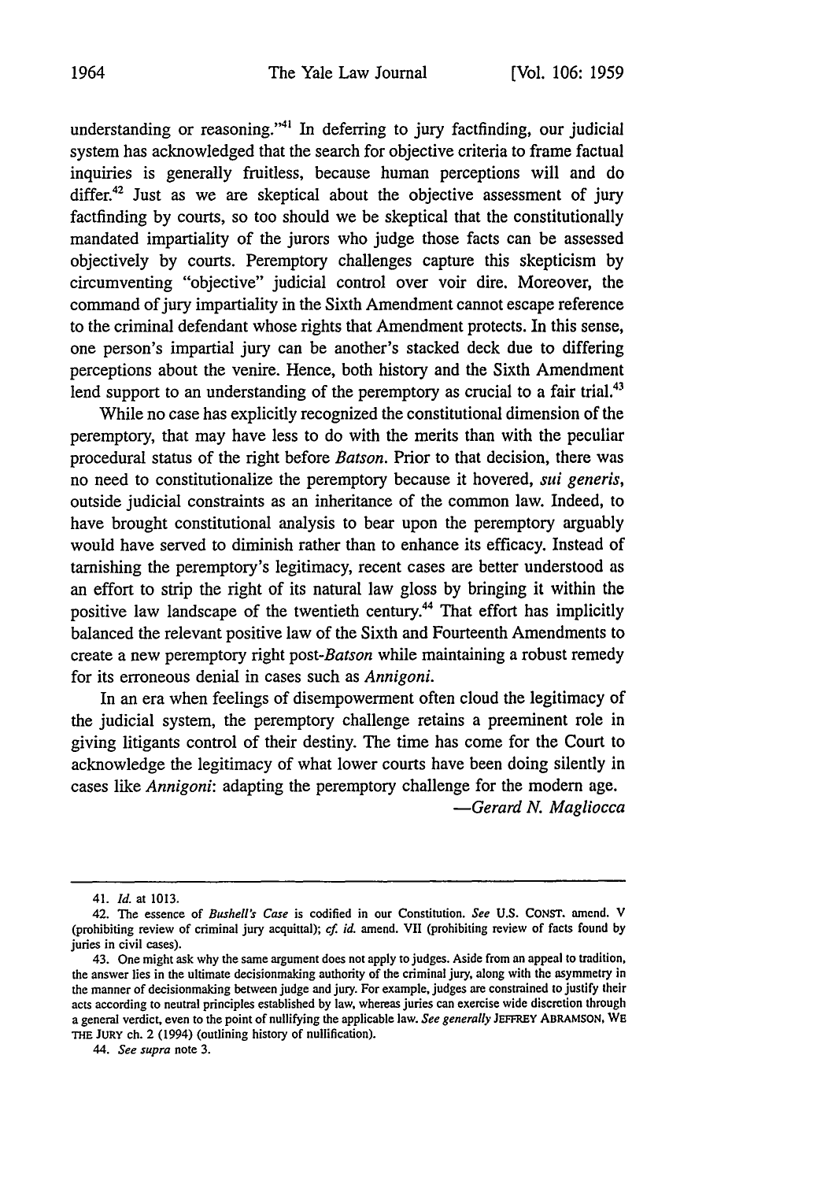understanding or reasoning."[41] In deferring to jury factfinding, our judicial system has acknowledged that the search for objective criteria to frame factual inquiries is generally fruitless, because human perceptions will and do differ.[42] Just as we are skeptical about the objective assessment of jury factfinding by courts, so too should we be skeptical that the constitutionally mandated impartiality of the jurors who judge those facts can be assessed objectively by courts. Peremptory challenges capture this skepticism by circumventing "objective" judicial control over voir dire. Moreover, the command of jury impartiality in the Sixth Amendment cannot escape reference to the criminal defendant whose rights that Amendment protects. In this sense, one person's impartial jury can be another's stacked deck due to differing perceptions about the venire. Hence, both history and the Sixth Amendment lend support to an understanding of the peremptory as crucial to a fair trial.[43]

While no case has explicitly recognized the constitutional dimension of the peremptory, that may have less to do with the merits than with the peculiar procedural status of the right before *Batson*. Prior to that decision, there was no need to constitutionalize the peremptory because it hovered, *sui generis*, outside judicial constraints as an inheritance of the common law. Indeed, to have brought constitutional analysis to bear upon the peremptory arguably would have served to diminish rather than to enhance its efficacy. Instead of tarnishing the peremptory's legitimacy, recent cases are better understood as an effort to strip the right of its natural law gloss by bringing it within the positive law landscape of the twentieth century.[44] That effort has implicitly balanced the relevant positive law of the Sixth and Fourteenth Amendments to create a new peremptory right post-*Batson* while maintaining a robust remedy for its erroneous denial in cases such as *Annigoni*.

In an era when feelings of disempowerment often cloud the legitimacy of the judicial system, the peremptory challenge retains a preeminent role in giving litigants control of their destiny. The time has come for the Court to acknowledge the legitimacy of what lower courts have been doing silently in cases like *Annigoni*: adapting the peremptory challenge for the modern age.

—*Gerard N. Magliocca*

---

41. *Id.* at 1013.

42. The essence of *Bushell's Case* is codified in our Constitution. *See* U.S. CONST. amend. V (prohibiting review of criminal jury acquittal); *cf. id.* amend. VII (prohibiting review of facts found by juries in civil cases).

43. One might ask why the same argument does not apply to judges. Aside from an appeal to tradition, the answer lies in the ultimate decisionmaking authority of the criminal jury, along with the asymmetry in the manner of decisionmaking between judge and jury. For example, judges are constrained to justify their acts according to neutral principles established by law, whereas juries can exercise wide discretion through a general verdict, even to the point of nullifying the applicable law. *See generally* JEFFREY ABRAMSON, WE THE JURY ch. 2 (1994) (outlining history of nullification).

44. *See supra* note 3.